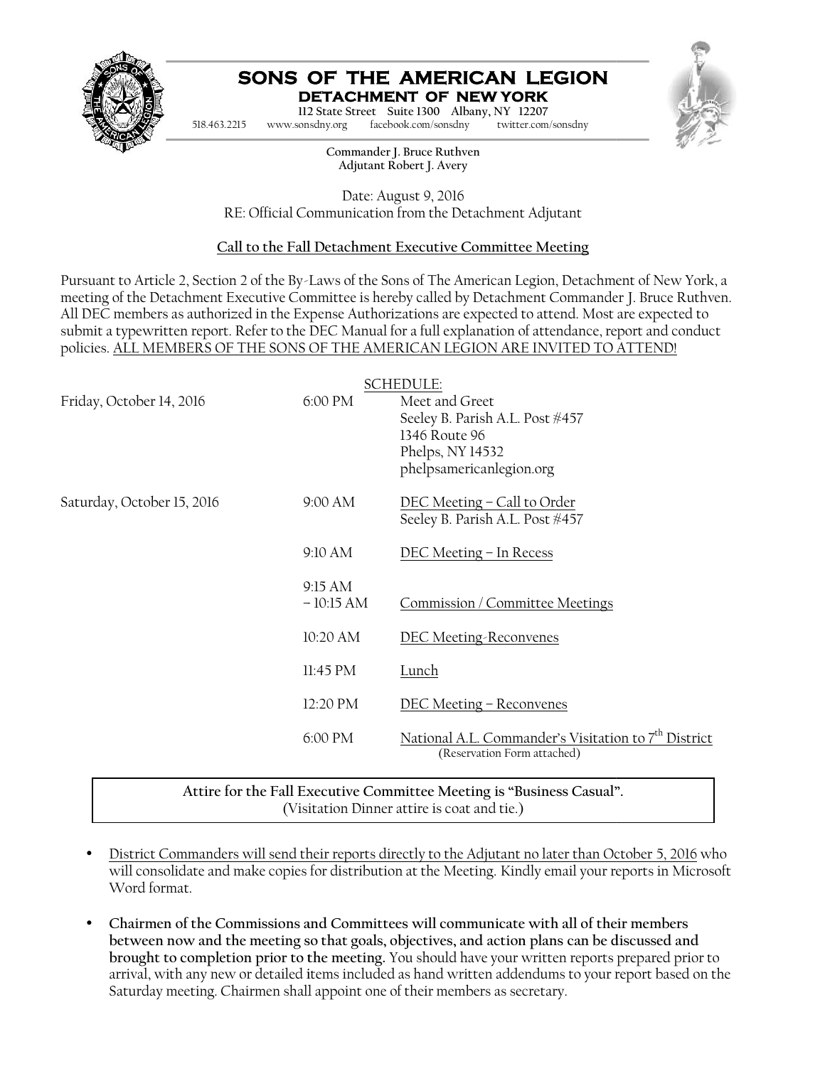# SONS OF THE AMERICAN LEGION

## DETACHMENT OF NEW YORK

112 State Street Suite 1300 Albany, NY 12207

518.463.2215 www.sonsdny.org facebook.com/sonsdny twitter.com/sonsdny

**Commander J. Bruce Ruthven**
**Adjutant Robert J. Avery**

Date: August 9, 2016
RE: Official Communication from the Detachment Adjutant

### Call to the Fall Detachment Executive Committee Meeting

Pursuant to Article 2, Section 2 of the By-Laws of the Sons of The American Legion, Detachment of New York, a meeting of the Detachment Executive Committee is hereby called by Detachment Commander J. Bruce Ruthven. All DEC members as authorized in the Expense Authorizations are expected to attend. Most are expected to submit a typewritten report. Refer to the DEC Manual for a full explanation of attendance, report and conduct policies. ALL MEMBERS OF THE SONS OF THE AMERICAN LEGION ARE INVITED TO ATTEND!

SCHEDULE:

| | | |
|---|---|---|
| Friday, October 14, 2016 | 6:00 PM | Meet and Greet<br>Seeley B. Parish A.L. Post #457<br>1346 Route 96<br>Phelps, NY 14532<br>phelpsamericanlegion.org |
| Saturday, October 15, 2016 | 9:00 AM | DEC Meeting – Call to Order<br>Seeley B. Parish A.L. Post #457 |
| | 9:10 AM | DEC Meeting – In Recess |
| | 9:15 AM – 10:15 AM | Commission / Committee Meetings |
| | 10:20 AM | DEC Meeting-Reconvenes |
| | 11:45 PM | Lunch |
| | 12:20 PM | DEC Meeting – Reconvenes |
| | 6:00 PM | National A.L. Commander's Visitation to 7th District<br>(Reservation Form attached) |

**Attire for the Fall Executive Committee Meeting is "Business Casual".**
(Visitation Dinner attire is coat and tie.)

- District Commanders will send their reports directly to the Adjutant no later than October 5, 2016 who will consolidate and make copies for distribution at the Meeting. Kindly email your reports in Microsoft Word format.
- **Chairmen of the Commissions and Committees will communicate with all of their members between now and the meeting so that goals, objectives, and action plans can be discussed and brought to completion prior to the meeting.** You should have your written reports prepared prior to arrival, with any new or detailed items included as hand written addendums to your report based on the Saturday meeting. Chairmen shall appoint one of their members as secretary.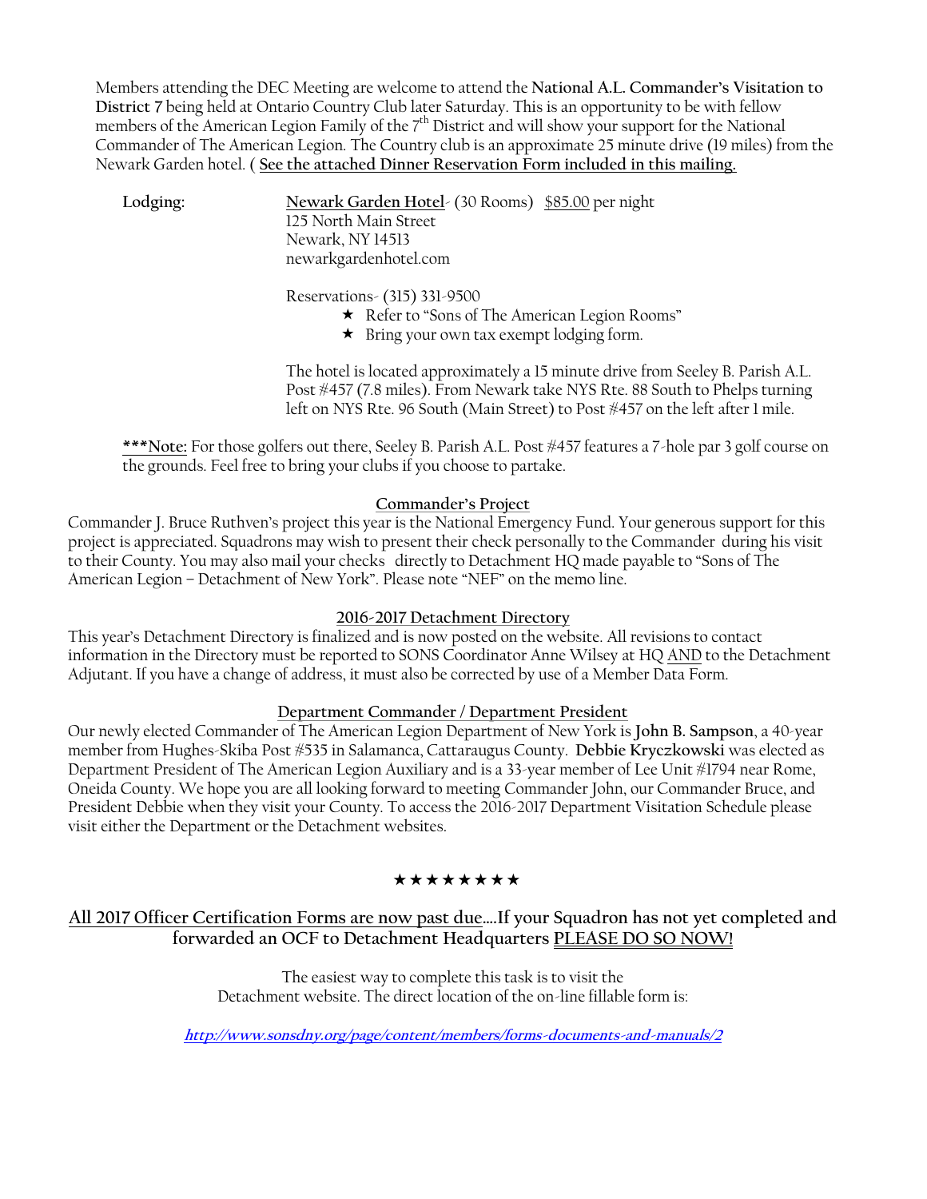Members attending the DEC Meeting are welcome to attend the **National A.L. Commander's Visitation to District 7** being held at Ontario Country Club later Saturday. This is an opportunity to be with fellow members of the American Legion Family of the 7th District and will show your support for the National Commander of The American Legion. The Country club is an approximate 25 minute drive (19 miles) from the Newark Garden hotel. ( **See the attached Dinner Reservation Form included in this mailing.**

**Lodging:** **Newark Garden Hotel**- (30 Rooms) $85.00 per night
125 North Main Street
Newark, NY 14513
newarkgardenhotel.com

Reservations- (315) 331-9500

- ★ Refer to "Sons of The American Legion Rooms"
- ★ Bring your own tax exempt lodging form.

The hotel is located approximately a 15 minute drive from Seeley B. Parish A.L. Post #457 (7.8 miles). From Newark take NYS Rte. 88 South to Phelps turning left on NYS Rte. 96 South (Main Street) to Post #457 on the left after 1 mile.

**\*\*\*Note:** For those golfers out there, Seeley B. Parish A.L. Post #457 features a 7-hole par 3 golf course on the grounds. Feel free to bring your clubs if you choose to partake.

## Commander's Project

Commander J. Bruce Ruthven's project this year is the National Emergency Fund. Your generous support for this project is appreciated. Squadrons may wish to present their check personally to the Commander during his visit to their County. You may also mail your checks directly to Detachment HQ made payable to "Sons of The American Legion – Detachment of New York". Please note "NEF" on the memo line.

## 2016-2017 Detachment Directory

This year's Detachment Directory is finalized and is now posted on the website. All revisions to contact information in the Directory must be reported to SONS Coordinator Anne Wilsey at HQ AND to the Detachment Adjutant. If you have a change of address, it must also be corrected by use of a Member Data Form.

## Department Commander / Department President

Our newly elected Commander of The American Legion Department of New York is **John B. Sampson**, a 40-year member from Hughes-Skiba Post #535 in Salamanca, Cattaraugus County. **Debbie Kryczkowski** was elected as Department President of The American Legion Auxiliary and is a 33-year member of Lee Unit #1794 near Rome, Oneida County. We hope you are all looking forward to meeting Commander John, our Commander Bruce, and President Debbie when they visit your County. To access the 2016-2017 Department Visitation Schedule please visit either the Department or the Detachment websites.

★★★★★★★★

**All 2017 Officer Certification Forms are now past due....If your Squadron has not yet completed and forwarded an OCF to Detachment Headquarters PLEASE DO SO NOW!**

The easiest way to complete this task is to visit the Detachment website. The direct location of the on-line fillable form is:

***http://www.sonsdny.org/page/content/members/forms-documents-and-manuals/2***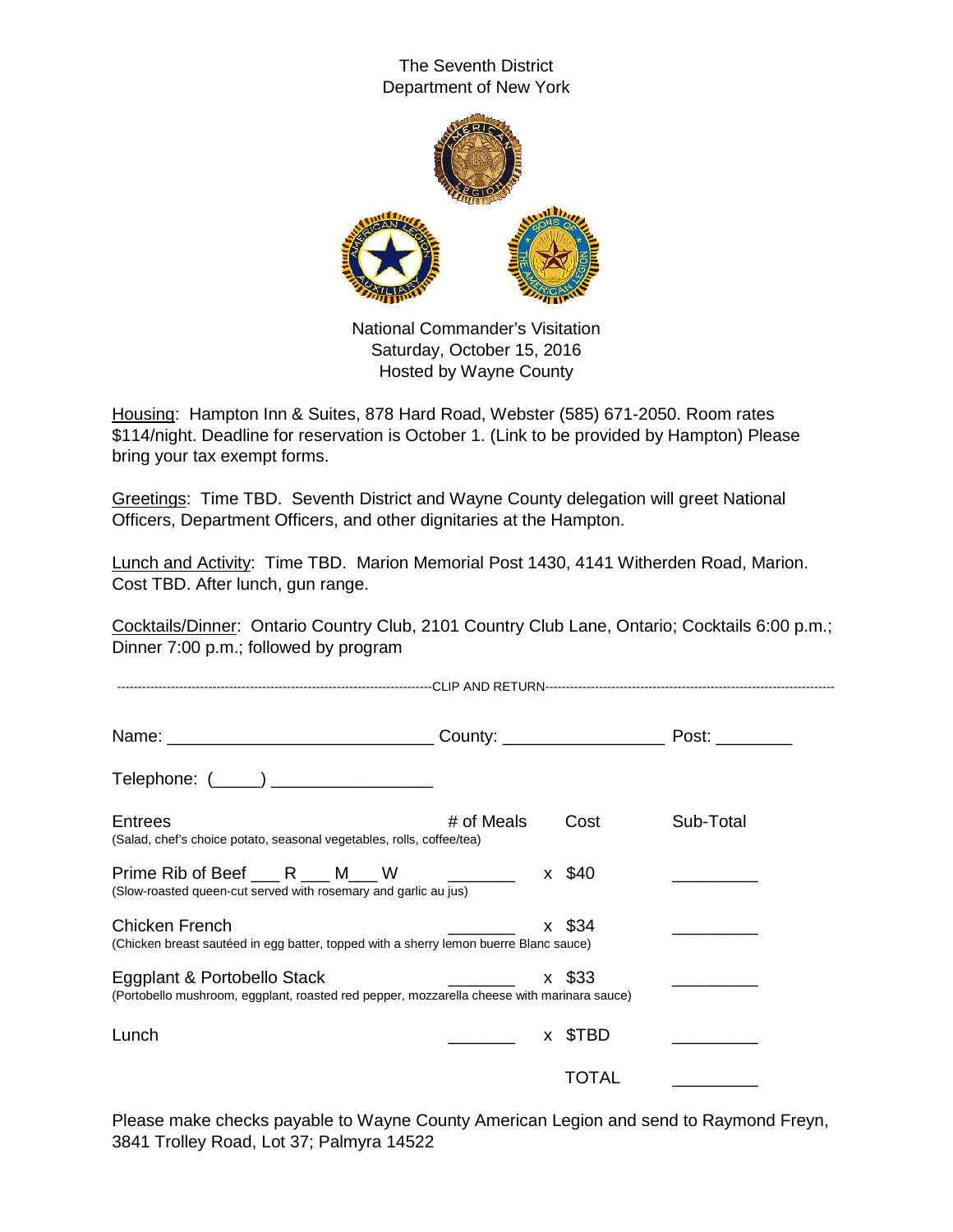The Seventh District
Department of New York

National Commander's Visitation
Saturday, October 15, 2016
Hosted by Wayne County

Housing: Hampton Inn & Suites, 878 Hard Road, Webster (585) 671-2050. Room rates $114/night. Deadline for reservation is October 1. (Link to be provided by Hampton) Please bring your tax exempt forms.

Greetings: Time TBD. Seventh District and Wayne County delegation will greet National Officers, Department Officers, and other dignitaries at the Hampton.

Lunch and Activity: Time TBD. Marion Memorial Post 1430, 4141 Witherden Road, Marion. Cost TBD. After lunch, gun range.

Cocktails/Dinner: Ontario Country Club, 2101 Country Club Lane, Ontario; Cocktails 6:00 p.m.; Dinner 7:00 p.m.; followed by program

---------------------------------------------------------------------------CLIP AND RETURN---------------------------------------------------------------------------

Name: ____________________________ County: _________________ Post: ________

Telephone: (_____) _________________

| Entrees (Salad, chef's choice potato, seasonal vegetables, rolls, coffee/tea) | # of Meals | Cost | Sub-Total |
|---|---|---|---|
| Prime Rib of Beef ___ R ___ M___ W (Slow-roasted queen-cut served with rosemary and garlic au jus) | _______ | x $40 | _________ |
| Chicken French (Chicken breast sautéed in egg batter, topped with a sherry lemon buerre Blanc sauce) | _______ | x $34 | _________ |
| Eggplant & Portobello Stack (Portobello mushroom, eggplant, roasted red pepper, mozzarella cheese with marinara sauce) | _______ | x $33 | _________ |
| Lunch | _______ | x $TBD | _________ |
| | | TOTAL | _________ |

Please make checks payable to Wayne County American Legion and send to Raymond Freyn, 3841 Trolley Road, Lot 37; Palmyra 14522